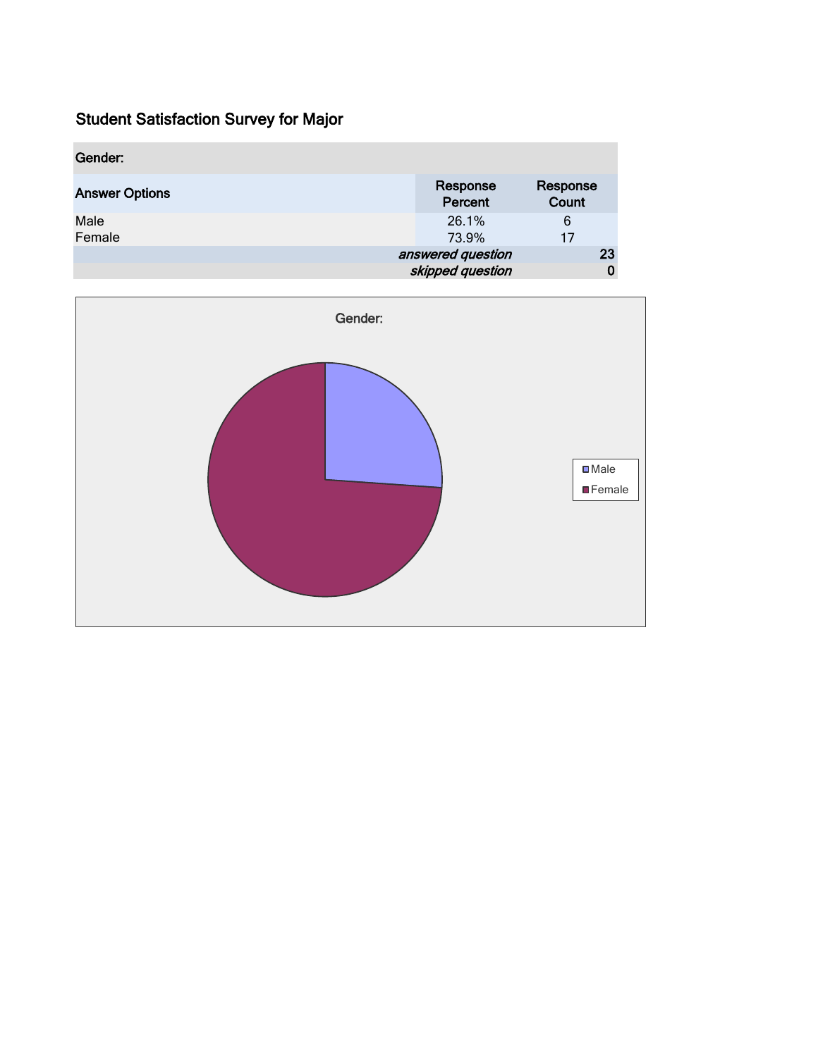# Student Satisfaction Survey for Major

| Gender: | | |
|---|---|---|
| **Answer Options** | **Response Percent** | **Response Count** |
| Male | 26.1% | 6 |
| Female | 73.9% | 17 |
| | *answered question* | 23 |
| | *skipped question* | 0 |

Gender:

Male

Female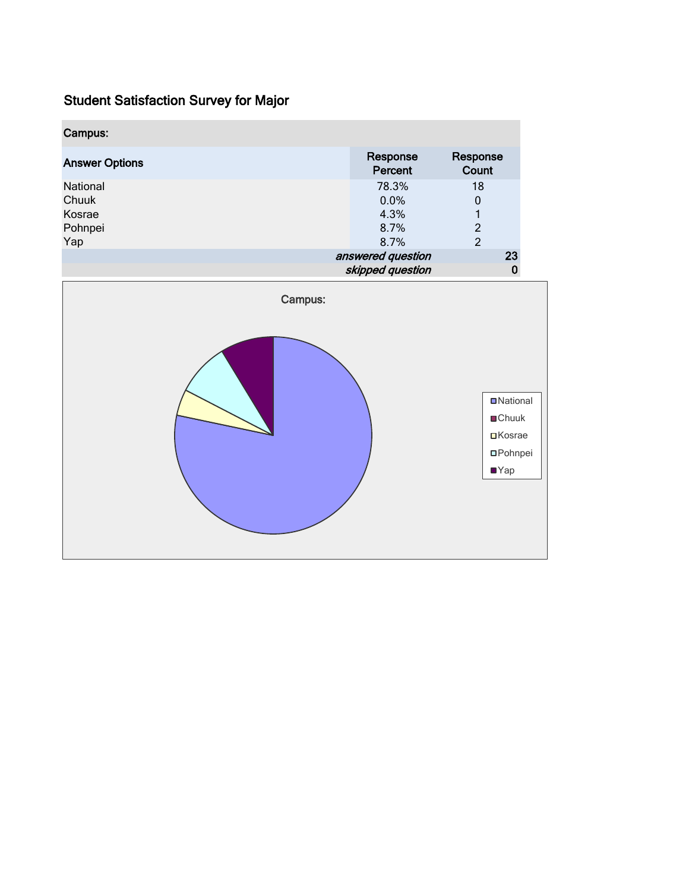## Student Satisfaction Survey for Major

| Campus: | | |
|---|---|---|
| Answer Options | Response Percent | Response Count |
| National | 78.3% | 18 |
| Chuuk | 0.0% | 0 |
| Kosrae | 4.3% | 1 |
| Pohnpei | 8.7% | 2 |
| Yap | 8.7% | 2 |
| | *answered question* | 23 |
| | *skipped question* | 0 |

Campus:

- National
- Chuuk
- Kosrae
- Pohnpei
- Yap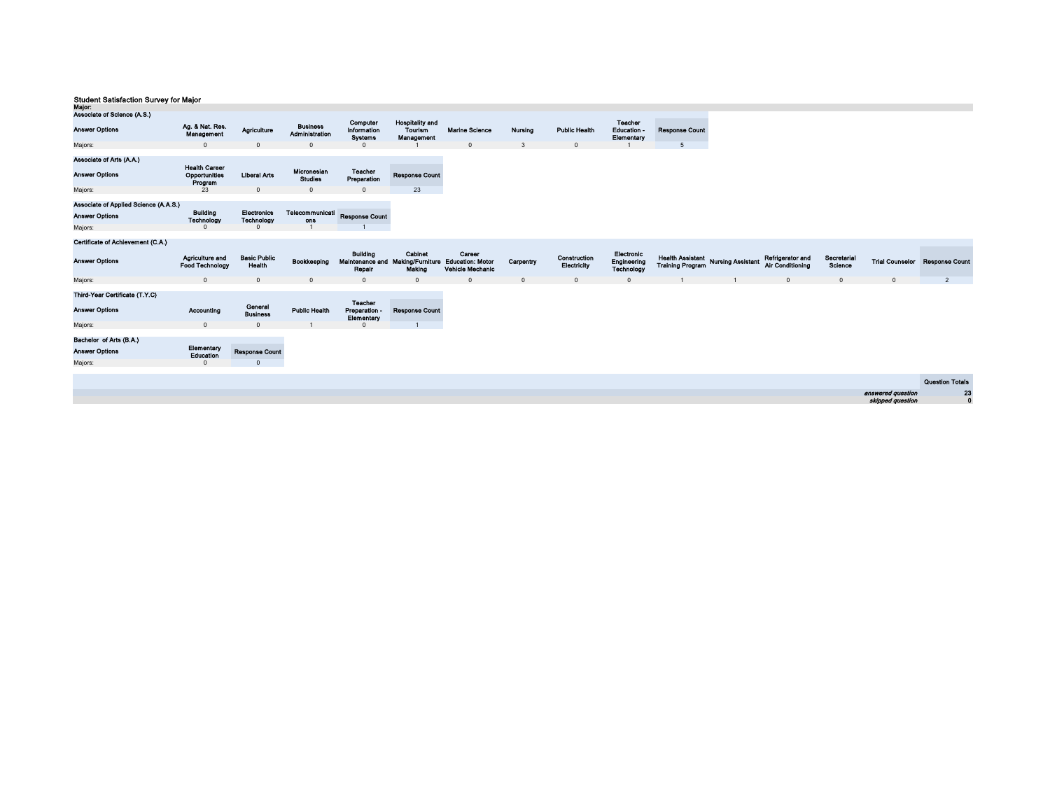**Student Satisfaction Survey for Major**

**Major:**

**Associate of Science (A.S.)**

| Answer Options | Ag. & Nat. Res. Management | Agriculture | Business Administration | Computer Information Systems | Hospitality and Tourism Management | Marine Science | Nursing | Public Health | Teacher Education - Elementary | Response Count |
|---|---|---|---|---|---|---|---|---|---|---|
| Majors: | 0 | 0 | 0 | 0 | 1 | 0 | 3 | 0 | 1 | 5 |

**Associate of Arts (A.A.)**

| Answer Options | Health Career Opportunities Program | Liberal Arts | Micronesian Studies | Teacher Preparation | Response Count |
|---|---|---|---|---|---|
| Majors: | 23 | 0 | 0 | 0 | 23 |

**Associate of Applied Science (A.A.S.)**

| Answer Options | Building Technology | Electronics Technology | Telecommunications | Response Count |
|---|---|---|---|---|
| Majors: | 0 | 0 | 1 | 1 |

**Certificate of Achievement (C.A.)**

| Answer Options | Agriculture and Food Technology | Basic Public Health | Bookkeeping | Building Maintenance and Repair | Cabinet Making/Furniture Making | Career Education: Motor Vehicle Mechanic | Carpentry | Construction Electricity | Electronic Engineering Technology | Health Assistant Training Program | Nursing Assistant | Refrigerator and Air Conditioning | Secretarial Science | Trial Counselor | Response Count |
|---|---|---|---|---|---|---|---|---|---|---|---|---|---|---|---|
| Majors: | 0 | 0 | 0 | 0 | 0 | 0 | 0 | 0 | 0 | 1 | 1 | 0 | 0 | 0 | 2 |

**Third-Year Certificate (T.Y.C)**

| Answer Options | Accounting | General Business | Public Health | Teacher Preparation - Elementary | Response Count |
|---|---|---|---|---|---|
| Majors: | 0 | 0 | 1 | 0 | 1 |

**Bachelor of Arts (B.A.)**

| Answer Options | Elementary Education | Response Count |
|---|---|---|
| Majors: | 0 | 0 |

| | Question Totals |
|---|---|
| *answered question* | 23 |
| *skipped question* | 0 |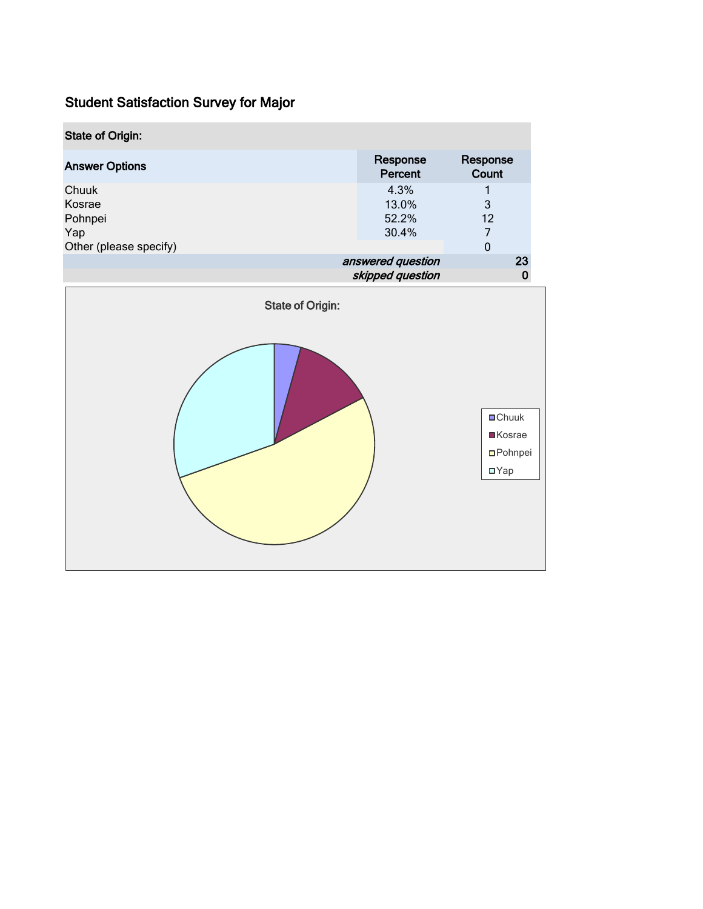## Student Satisfaction Survey for Major

| State of Origin: | | |
|---|---|---|
| **Answer Options** | **Response Percent** | **Response Count** |
| Chuuk | 4.3% | 1 |
| Kosrae | 13.0% | 3 |
| Pohnpei | 52.2% | 12 |
| Yap | 30.4% | 7 |
| Other (please specify) | | 0 |
| | *answered question* | **23** |
| | *skipped question* | **0** |

State of Origin:

- Chuuk
- Kosrae
- Pohnpei
- Yap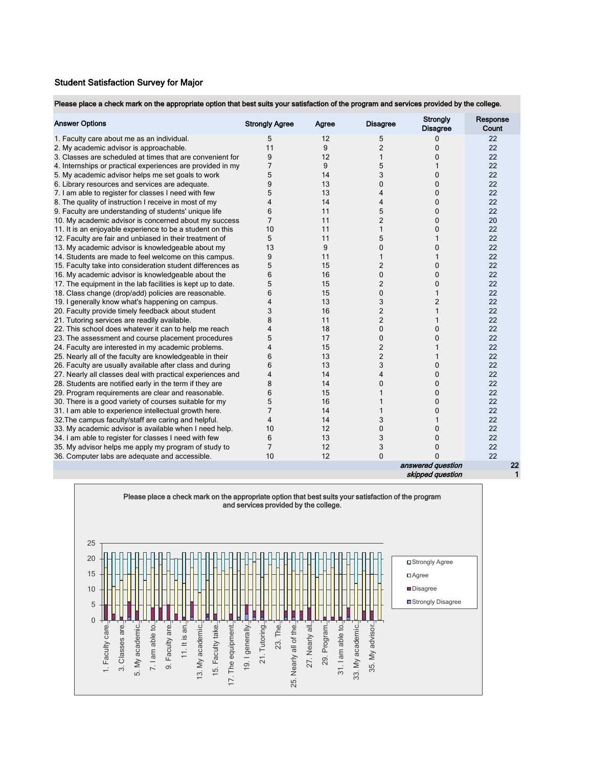## Student Satisfaction Survey for Major

**Please place a check mark on the appropriate option that best suits your satisfaction of the program and services provided by the college.**

| Answer Options | Strongly Agree | Agree | Disagree | Strongly Disagree | Response Count |
|---|---|---|---|---|---|
| 1. Faculty care about me as an individual. | 5 | 12 | 5 | 0 | 22 |
| 2. My academic advisor is approachable. | 11 | 9 | 2 | 0 | 22 |
| 3. Classes are scheduled at times that are convenient for | 9 | 12 | 1 | 0 | 22 |
| 4. Internships or practical experiences are provided in my | 7 | 9 | 5 | 1 | 22 |
| 5. My academic advisor helps me set goals to work | 5 | 14 | 3 | 0 | 22 |
| 6. Library resources and services are adequate. | 9 | 13 | 0 | 0 | 22 |
| 7. I am able to register for classes I need with few | 5 | 13 | 4 | 0 | 22 |
| 8. The quality of instruction I receive in most of my | 4 | 14 | 4 | 0 | 22 |
| 9. Faculty are understanding of students' unique life | 6 | 11 | 5 | 0 | 22 |
| 10. My academic advisor is concerned about my success | 7 | 11 | 2 | 0 | 20 |
| 11. It is an enjoyable experience to be a student on this | 10 | 11 | 1 | 0 | 22 |
| 12. Faculty are fair and unbiased in their treatment of | 5 | 11 | 5 | 1 | 22 |
| 13. My academic advisor is knowledgeable about my | 13 | 9 | 0 | 0 | 22 |
| 14. Students are made to feel welcome on this campus. | 9 | 11 | 1 | 1 | 22 |
| 15. Faculty take into consideration student differences as | 5 | 15 | 2 | 0 | 22 |
| 16. My academic advisor is knowledgeable about the | 6 | 16 | 0 | 0 | 22 |
| 17. The equipment in the lab facilities is kept up to date. | 5 | 15 | 2 | 0 | 22 |
| 18. Class change (drop/add) policies are reasonable. | 6 | 15 | 0 | 1 | 22 |
| 19. I generally know what's happening on campus. | 4 | 13 | 3 | 2 | 22 |
| 20. Faculty provide timely feedback about student | 3 | 16 | 2 | 1 | 22 |
| 21. Tutoring services are readily available. | 8 | 11 | 2 | 1 | 22 |
| 22. This school does whatever it can to help me reach | 4 | 18 | 0 | 0 | 22 |
| 23. The assessment and course placement procedures | 5 | 17 | 0 | 0 | 22 |
| 24. Faculty are interested in my academic problems. | 4 | 15 | 2 | 1 | 22 |
| 25. Nearly all of the faculty are knowledgeable in their | 6 | 13 | 2 | 1 | 22 |
| 26. Faculty are usually available after class and during | 6 | 13 | 3 | 0 | 22 |
| 27. Nearly all classes deal with practical experiences and | 4 | 14 | 4 | 0 | 22 |
| 28. Students are notified early in the term if they are | 8 | 14 | 0 | 0 | 22 |
| 29. Program requirements are clear and reasonable. | 6 | 15 | 1 | 0 | 22 |
| 30. There is a good variety of courses suitable for my | 5 | 16 | 1 | 0 | 22 |
| 31. I am able to experience intellectual growth here. | 7 | 14 | 1 | 0 | 22 |
| 32.The campus faculty/staff are caring and helpful. | 4 | 14 | 3 | 1 | 22 |
| 33. My academic advisor is available when I need help. | 10 | 12 | 0 | 0 | 22 |
| 34. I am able to register for classes I need with few | 6 | 13 | 3 | 0 | 22 |
| 35. My advisor helps me apply my program of study to | 7 | 12 | 3 | 0 | 22 |
| 36. Computer labs are adequate and accessible. | 10 | 12 | 0 | 0 | 22 |
| | | | | *answered question* | 22 |
| | | | | *skipped question* | 1 |

Please place a check mark on the appropriate option that best suits your satisfaction of the program and services provided by the college.

25
20
15
10
5
0

1. Faculty care...
3. Classes are...
5. My academic...
7. I am able to...
9. Faculty are...
11. It is an...
13. My academic...
15. Faculty take...
17. The equipment...
19. I generally...
21. Tutoring...
23. The...
25. Nearly all of the...
27. Nearly all...
29. Program...
31. I am able to...
33. My academic...
35. My advisor...

Strongly Agree
Agree
Disagree
Strongly Disagree